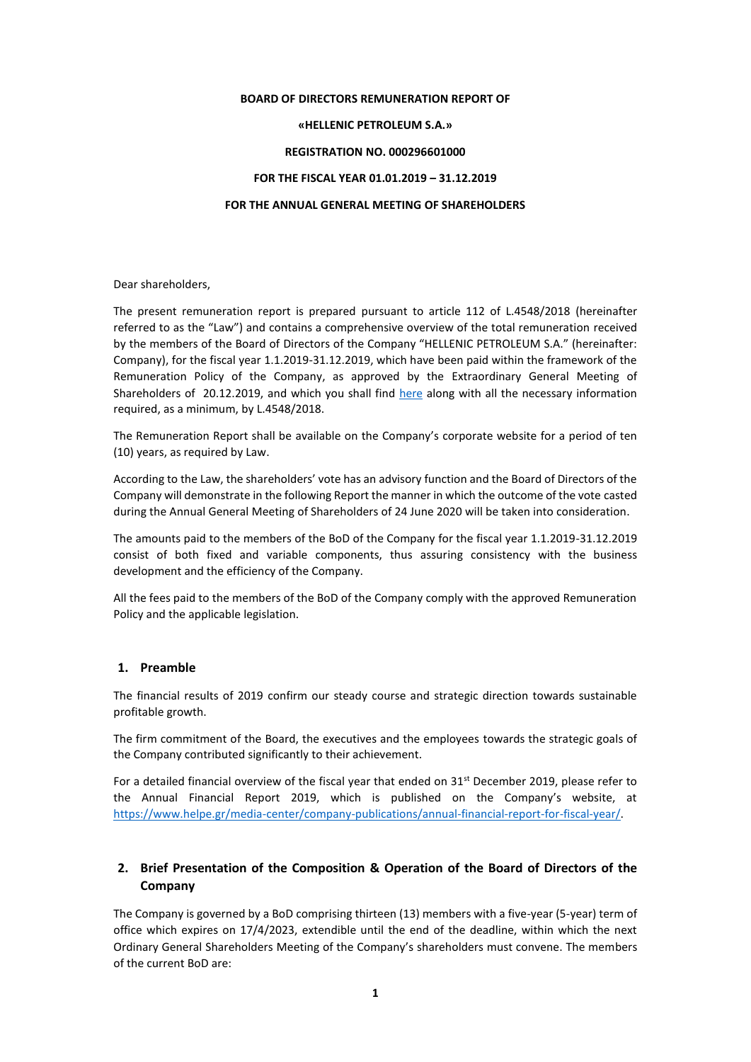**BOARD OF DIRECTORS REMUNERATION REPORT OF**

**«HELLENIC PETROLEUM S.A.»**

**REGISTRATION NO. 000296601000**

**FOR THE FISCAL YEAR 01.01.2019 – 31.12.2019**

**FOR THE ANNUAL GENERAL MEETING OF SHAREHOLDERS**

Dear shareholders,

The present remuneration report is prepared pursuant to article 112 of L.4548/2018 (hereinafter referred to as the "Law") and contains a comprehensive overview of the total remuneration received by the members of the Board of Directors of the Company "HELLENIC PETROLEUM S.A." (hereinafter: Company), for the fiscal year 1.1.2019-31.12.2019, which have been paid within the framework of the Remuneration Policy of the Company, as approved by the Extraordinary General Meeting of Shareholders of 20.12.2019, and which you shall find here along with all the necessary information required, as a minimum, by L.4548/2018.

The Remuneration Report shall be available on the Company's corporate website for a period of ten (10) years, as required by Law.

According to the Law, the shareholders' vote has an advisory function and the Board of Directors of the Company will demonstrate in the following Report the manner in which the outcome of the vote casted during the Annual General Meeting of Shareholders of 24 June 2020 will be taken into consideration.

The amounts paid to the members of the BoD of the Company for the fiscal year 1.1.2019-31.12.2019 consist of both fixed and variable components, thus assuring consistency with the business development and the efficiency of the Company.

All the fees paid to the members of the BoD of the Company comply with the approved Remuneration Policy and the applicable legislation.

## 1. Preamble

The financial results of 2019 confirm our steady course and strategic direction towards sustainable profitable growth.

The firm commitment of the Board, the executives and the employees towards the strategic goals of the Company contributed significantly to their achievement.

For a detailed financial overview of the fiscal year that ended on 31st December 2019, please refer to the Annual Financial Report 2019, which is published on the Company's website, at https://www.helpe.gr/media-center/company-publications/annual-financial-report-for-fiscal-year/.

## 2. Brief Presentation of the Composition & Operation of the Board of Directors of the Company

The Company is governed by a BoD comprising thirteen (13) members with a five-year (5-year) term of office which expires on 17/4/2023, extendible until the end of the deadline, within which the next Ordinary General Shareholders Meeting of the Company's shareholders must convene. The members of the current BoD are: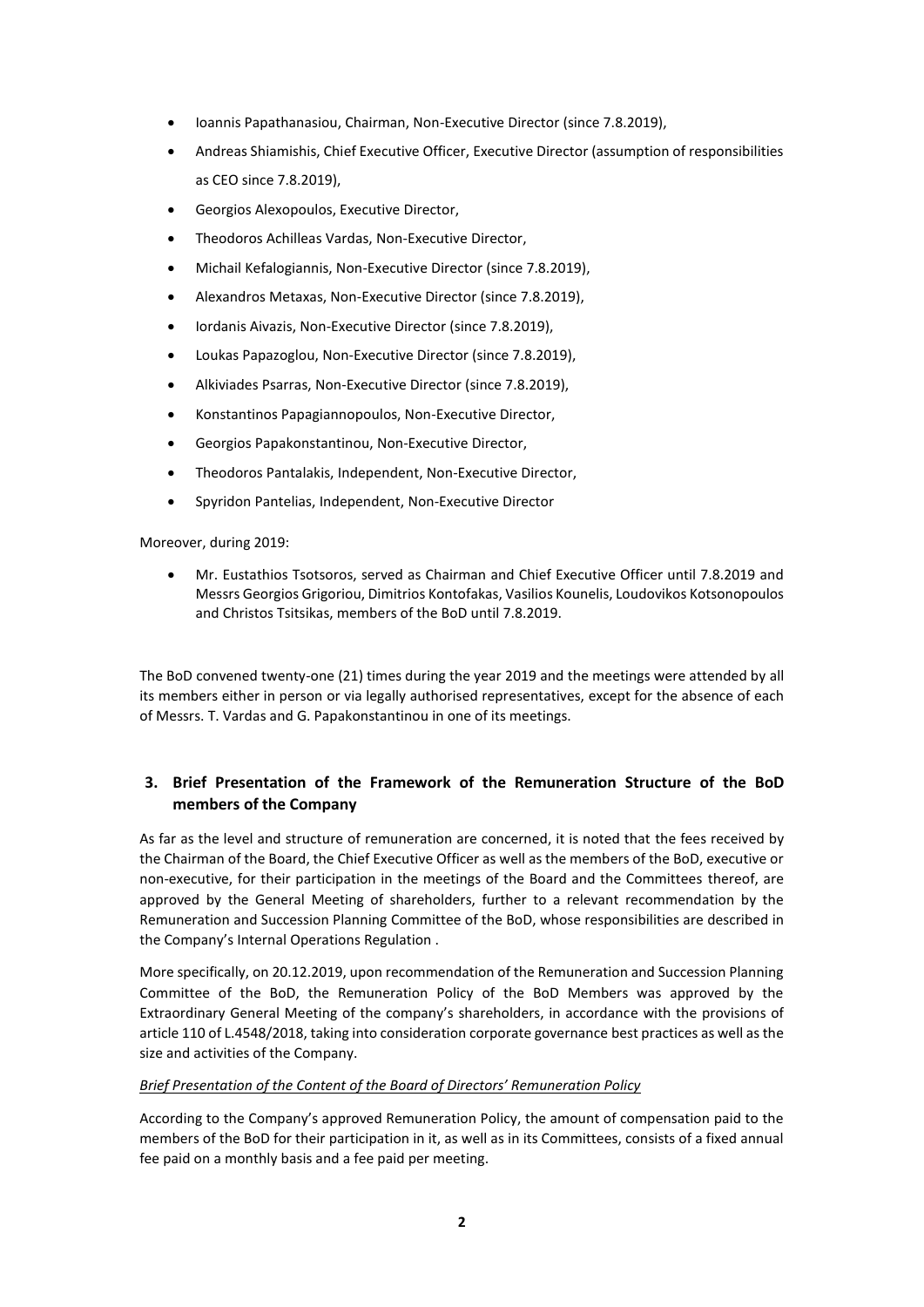- Ioannis Papathanasiou, Chairman, Non-Executive Director (since 7.8.2019),
- Andreas Shiamishis, Chief Executive Officer, Executive Director (assumption of responsibilities as CEO since 7.8.2019),
- Georgios Alexopoulos, Executive Director,
- Theodoros Achilleas Vardas, Non-Executive Director,
- Michail Kefalogiannis, Non-Executive Director (since 7.8.2019),
- Alexandros Metaxas, Non-Executive Director (since 7.8.2019),
- Iordanis Aivazis, Non-Executive Director (since 7.8.2019),
- Loukas Papazoglou, Non-Executive Director (since 7.8.2019),
- Alkiviades Psarras, Non-Executive Director (since 7.8.2019),
- Konstantinos Papagiannopoulos, Non-Executive Director,
- Georgios Papakonstantinou, Non-Executive Director,
- Theodoros Pantalakis, Independent, Non-Executive Director,
- Spyridon Pantelias, Independent, Non-Executive Director

Moreover, during 2019:

- Mr. Eustathios Tsotsoros, served as Chairman and Chief Executive Officer until 7.8.2019 and Messrs Georgios Grigoriou, Dimitrios Kontofakas, Vasilios Kounelis, Loudovikos Kotsonopoulos and Christos Tsitsikas, members of the BoD until 7.8.2019.

The BoD convened twenty-one (21) times during the year 2019 and the meetings were attended by all its members either in person or via legally authorised representatives, except for the absence of each of Messrs. T. Vardas and G. Papakonstantinou in one of its meetings.

## 3. Brief Presentation of the Framework of the Remuneration Structure of the BoD members of the Company

As far as the level and structure of remuneration are concerned, it is noted that the fees received by the Chairman of the Board, the Chief Executive Officer as well as the members of the BoD, executive or non-executive, for their participation in the meetings of the Board and the Committees thereof, are approved by the General Meeting of shareholders, further to a relevant recommendation by the Remuneration and Succession Planning Committee of the BoD, whose responsibilities are described in the Company's Internal Operations Regulation .

More specifically, on 20.12.2019, upon recommendation of the Remuneration and Succession Planning Committee of the BoD, the Remuneration Policy of the BoD Members was approved by the Extraordinary General Meeting of the company's shareholders, in accordance with the provisions of article 110 of L.4548/2018, taking into consideration corporate governance best practices as well as the size and activities of the Company.

*Brief Presentation of the Content of the Board of Directors' Remuneration Policy*

According to the Company's approved Remuneration Policy, the amount of compensation paid to the members of the BoD for their participation in it, as well as in its Committees, consists of a fixed annual fee paid on a monthly basis and a fee paid per meeting.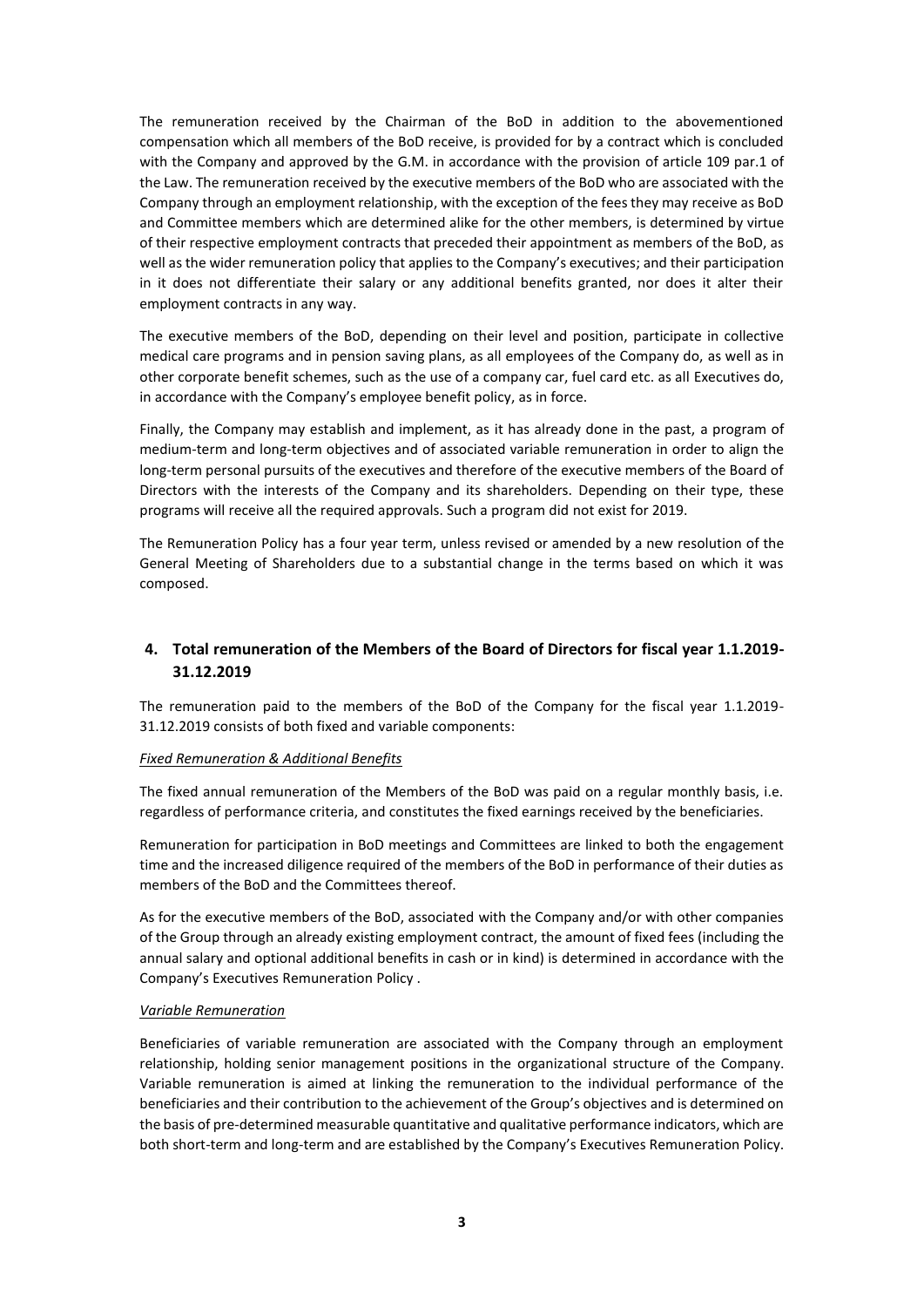The remuneration received by the Chairman of the BoD in addition to the abovementioned compensation which all members of the BoD receive, is provided for by a contract which is concluded with the Company and approved by the G.M. in accordance with the provision of article 109 par.1 of the Law. The remuneration received by the executive members of the BoD who are associated with the Company through an employment relationship, with the exception of the fees they may receive as BoD and Committee members which are determined alike for the other members, is determined by virtue of their respective employment contracts that preceded their appointment as members of the BoD, as well as the wider remuneration policy that applies to the Company's executives; and their participation in it does not differentiate their salary or any additional benefits granted, nor does it alter their employment contracts in any way.

The executive members of the BoD, depending on their level and position, participate in collective medical care programs and in pension saving plans, as all employees of the Company do, as well as in other corporate benefit schemes, such as the use of a company car, fuel card etc. as all Executives do, in accordance with the Company's employee benefit policy, as in force.

Finally, the Company may establish and implement, as it has already done in the past, a program of medium-term and long-term objectives and of associated variable remuneration in order to align the long-term personal pursuits of the executives and therefore of the executive members of the Board of Directors with the interests of the Company and its shareholders. Depending on their type, these programs will receive all the required approvals. Such a program did not exist for 2019.

The Remuneration Policy has a four year term, unless revised or amended by a new resolution of the General Meeting of Shareholders due to a substantial change in the terms based on which it was composed.

## 4. Total remuneration of the Members of the Board of Directors for fiscal year 1.1.2019-31.12.2019

The remuneration paid to the members of the BoD of the Company for the fiscal year 1.1.2019-31.12.2019 consists of both fixed and variable components:

*Fixed Remuneration & Additional Benefits*

The fixed annual remuneration of the Members of the BoD was paid on a regular monthly basis, i.e. regardless of performance criteria, and constitutes the fixed earnings received by the beneficiaries.

Remuneration for participation in BoD meetings and Committees are linked to both the engagement time and the increased diligence required of the members of the BoD in performance of their duties as members of the BoD and the Committees thereof.

As for the executive members of the BoD, associated with the Company and/or with other companies of the Group through an already existing employment contract, the amount of fixed fees (including the annual salary and optional additional benefits in cash or in kind) is determined in accordance with the Company's Executives Remuneration Policy .

*Variable Remuneration*

Beneficiaries of variable remuneration are associated with the Company through an employment relationship, holding senior management positions in the organizational structure of the Company. Variable remuneration is aimed at linking the remuneration to the individual performance of the beneficiaries and their contribution to the achievement of the Group's objectives and is determined on the basis of pre-determined measurable quantitative and qualitative performance indicators, which are both short-term and long-term and are established by the Company's Executives Remuneration Policy.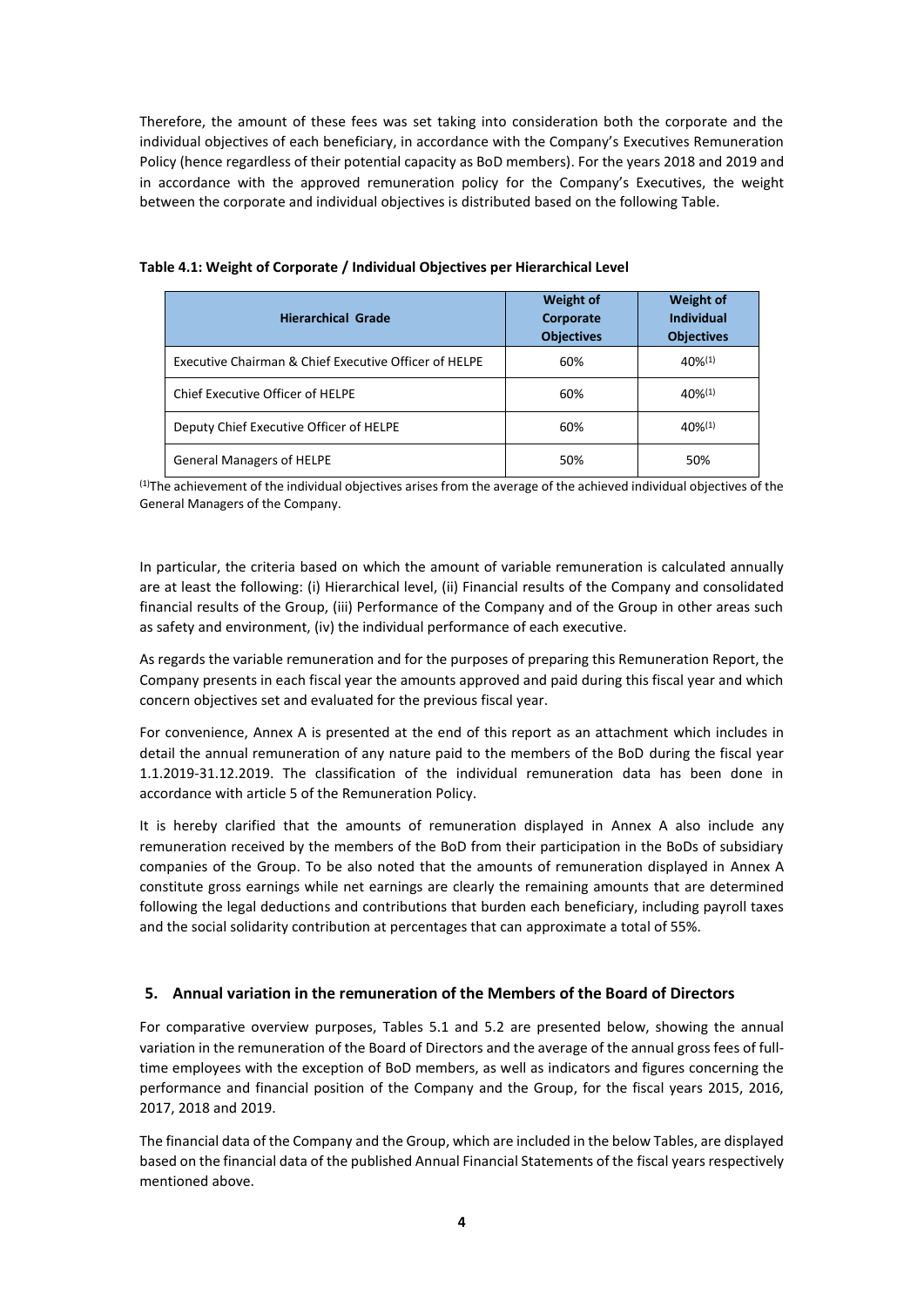Therefore, the amount of these fees was set taking into consideration both the corporate and the individual objectives of each beneficiary, in accordance with the Company's Executives Remuneration Policy (hence regardless of their potential capacity as BoD members). For the years 2018 and 2019 and in accordance with the approved remuneration policy for the Company's Executives, the weight between the corporate and individual objectives is distributed based on the following Table.

**Table 4.1: Weight of Corporate / Individual Objectives per Hierarchical Level**

| Hierarchical Grade | Weight of Corporate Objectives | Weight of Individual Objectives |
|---|---|---|
| Executive Chairman & Chief Executive Officer of HELPE | 60% | 40%[1] |
| Chief Executive Officer of HELPE | 60% | 40%[1] |
| Deputy Chief Executive Officer of HELPE | 60% | 40%[1] |
| General Managers of HELPE | 50% | 50% |

[1]The achievement of the individual objectives arises from the average of the achieved individual objectives of the General Managers of the Company.

In particular, the criteria based on which the amount of variable remuneration is calculated annually are at least the following: (i) Hierarchical level, (ii) Financial results of the Company and consolidated financial results of the Group, (iii) Performance of the Company and of the Group in other areas such as safety and environment, (iv) the individual performance of each executive.

As regards the variable remuneration and for the purposes of preparing this Remuneration Report, the Company presents in each fiscal year the amounts approved and paid during this fiscal year and which concern objectives set and evaluated for the previous fiscal year.

For convenience, Annex A is presented at the end of this report as an attachment which includes in detail the annual remuneration of any nature paid to the members of the BoD during the fiscal year 1.1.2019-31.12.2019. The classification of the individual remuneration data has been done in accordance with article 5 of the Remuneration Policy.

It is hereby clarified that the amounts of remuneration displayed in Annex A also include any remuneration received by the members of the BoD from their participation in the BoDs of subsidiary companies of the Group. To be also noted that the amounts of remuneration displayed in Annex A constitute gross earnings while net earnings are clearly the remaining amounts that are determined following the legal deductions and contributions that burden each beneficiary, including payroll taxes and the social solidarity contribution at percentages that can approximate a total of 55%.

## 5. Annual variation in the remuneration of the Members of the Board of Directors

For comparative overview purposes, Tables 5.1 and 5.2 are presented below, showing the annual variation in the remuneration of the Board of Directors and the average of the annual gross fees of full-time employees with the exception of BoD members, as well as indicators and figures concerning the performance and financial position of the Company and the Group, for the fiscal years 2015, 2016, 2017, 2018 and 2019.

The financial data of the Company and the Group, which are included in the below Tables, are displayed based on the financial data of the published Annual Financial Statements of the fiscal years respectively mentioned above.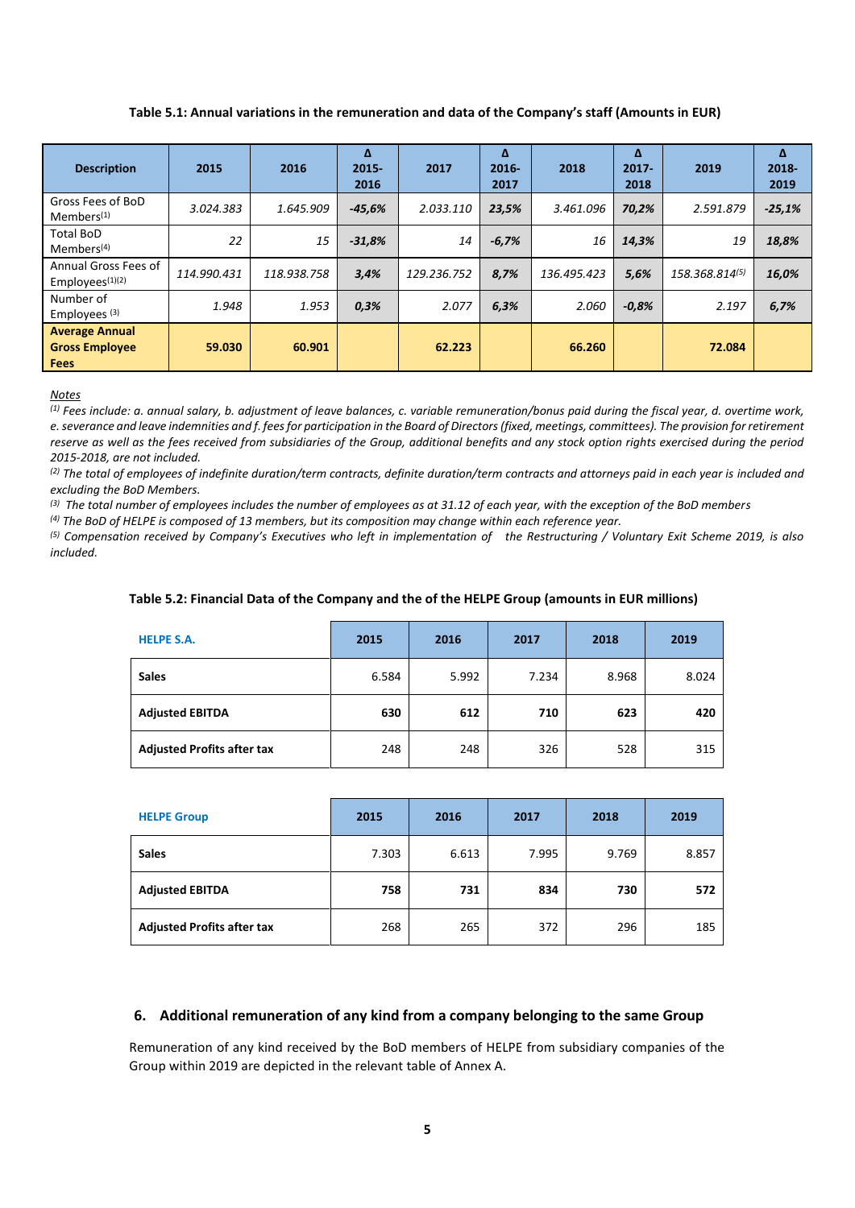**Table 5.1: Annual variations in the remuneration and data of the Company's staff (Amounts in EUR)**

| Description | 2015 | 2016 | Δ 2015-2016 | 2017 | Δ 2016-2017 | 2018 | Δ 2017-2018 | 2019 | Δ 2018-2019 |
|---|---|---|---|---|---|---|---|---|---|
| Gross Fees of BoD Members[1] | *3.024.383* | *1.645.909* | ***-45,6%*** | *2.033.110* | ***23,5%*** | *3.461.096* | ***70,2%*** | *2.591.879* | ***-25,1%*** |
| Total BoD Members[4] | *22* | *15* | ***-31,8%*** | *14* | ***-6,7%*** | *16* | ***14,3%*** | *19* | ***18,8%*** |
| Annual Gross Fees of Employees[1][2] | *114.990.431* | *118.938.758* | ***3,4%*** | *129.236.752* | ***8,7%*** | *136.495.423* | ***5,6%*** | *158.368.814*[5] | ***16,0%*** |
| Number of Employees [3] | *1.948* | *1.953* | ***0,3%*** | *2.077* | ***6,3%*** | *2.060* | ***-0,8%*** | *2.197* | ***6,7%*** |
| **Average Annual Gross Employee Fees** | **59.030** | **60.901** | | **62.223** | | **66.260** | | **72.084** | |

*Notes*

*[1] Fees include: a. annual salary, b. adjustment of leave balances, c. variable remuneration/bonus paid during the fiscal year, d. overtime work, e. severance and leave indemnities and f. fees for participation in the Board of Directors (fixed, meetings, committees). The provision for retirement reserve as well as the fees received from subsidiaries of the Group, additional benefits and any stock option rights exercised during the period 2015-2018, are not included.*

*[2] The total of employees of indefinite duration/term contracts, definite duration/term contracts and attorneys paid in each year is included and excluding the BoD Members.*

*[3] The total number of employees includes the number of employees as at 31.12 of each year, with the exception of the BoD members*

*[4] The BoD of HELPE is composed of 13 members, but its composition may change within each reference year.*

*[5] Compensation received by Company's Executives who left in implementation of the Restructuring / Voluntary Exit Scheme 2019, is also included.*

**Table 5.2: Financial Data of the Company and the of the HELPE Group (amounts in EUR millions)**

| HELPE S.A. | 2015 | 2016 | 2017 | 2018 | 2019 |
|---|---|---|---|---|---|
| **Sales** | 6.584 | 5.992 | 7.234 | 8.968 | 8.024 |
| **Adjusted EBITDA** | **630** | **612** | **710** | **623** | **420** |
| **Adjusted Profits after tax** | 248 | 248 | 326 | 528 | 315 |

| HELPE Group | 2015 | 2016 | 2017 | 2018 | 2019 |
|---|---|---|---|---|---|
| **Sales** | 7.303 | 6.613 | 7.995 | 9.769 | 8.857 |
| **Adjusted EBITDA** | **758** | **731** | **834** | **730** | **572** |
| **Adjusted Profits after tax** | 268 | 265 | 372 | 296 | 185 |

## 6. Additional remuneration of any kind from a company belonging to the same Group

Remuneration of any kind received by the BoD members of HELPE from subsidiary companies of the Group within 2019 are depicted in the relevant table of Annex A.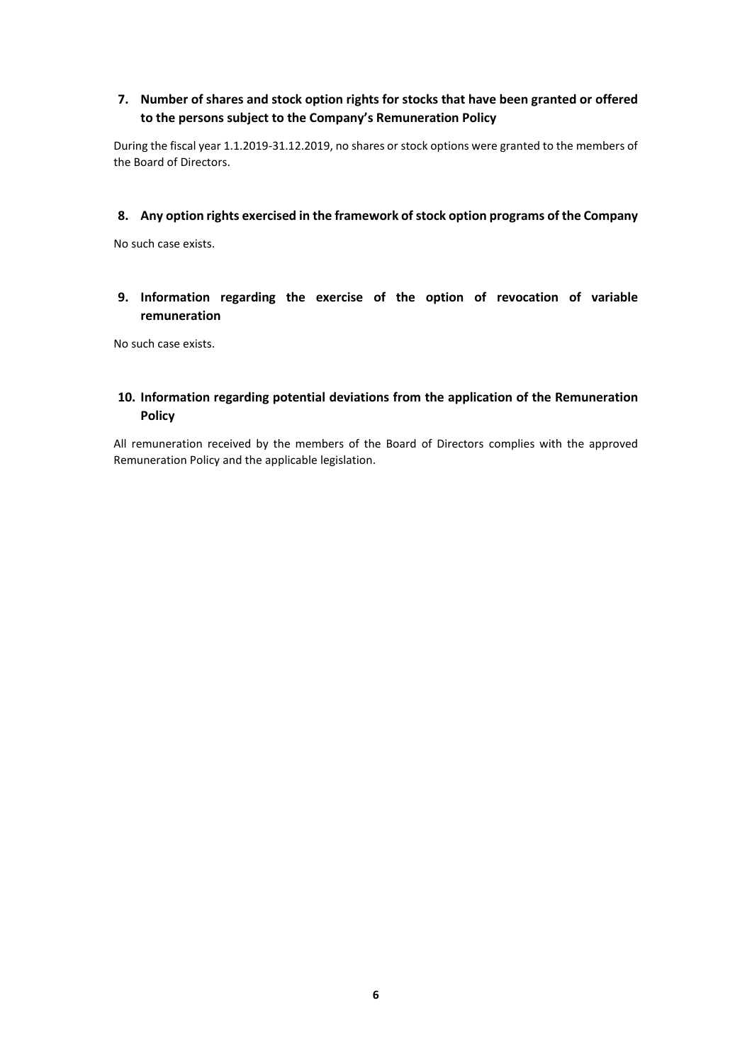## 7. Number of shares and stock option rights for stocks that have been granted or offered to the persons subject to the Company's Remuneration Policy

During the fiscal year 1.1.2019-31.12.2019, no shares or stock options were granted to the members of the Board of Directors.

## 8. Any option rights exercised in the framework of stock option programs of the Company

No such case exists.

## 9. Information regarding the exercise of the option of revocation of variable remuneration

No such case exists.

## 10. Information regarding potential deviations from the application of the Remuneration Policy

All remuneration received by the members of the Board of Directors complies with the approved Remuneration Policy and the applicable legislation.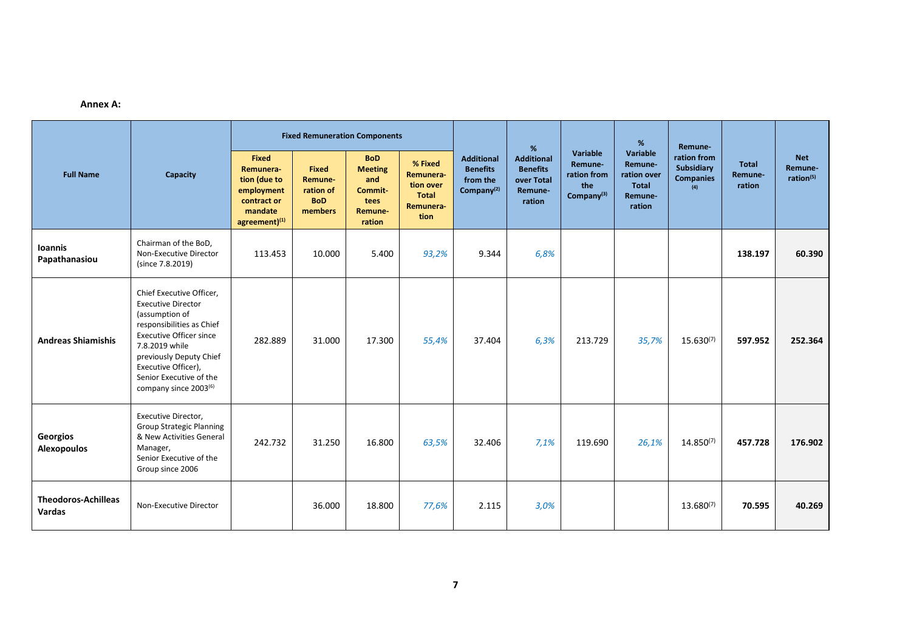**Annex A:**

| Full Name | Capacity | Fixed Remuneration Components | | | | Additional Benefits from the Company[2] | % Additional Benefits over Total Remuneration | Variable Remuneration from the Company[3] | % Variable Remuneration over Total Remuneration | Remuneration from Subsidiary Companies [4] | Total Remuneration | Net Remuneration[5] |
|---|---|---|---|---|---|---|---|---|---|---|---|---|
| | | Fixed Remuneration (due to employment contract or mandate agreement)[1] | Fixed Remuneration of BoD members | BoD Meeting and Committees Remuneration | % Fixed Remuneration over Total Remuneration | | | | | | | |
| **Ioannis Papathanasiou** | Chairman of the BoD, Non-Executive Director (since 7.8.2019) | 113.453 | 10.000 | 5.400 | *93,2%* | 9.344 | *6,8%* | | | | **138.197** | **60.390** |
| **Andreas Shiamishis** | Chief Executive Officer, Executive Director (assumption of responsibilities as Chief Executive Officer since 7.8.2019 while previously Deputy Chief Executive Officer), Senior Executive of the company since 2003[6] | 282.889 | 31.000 | 17.300 | *55,4%* | 37.404 | *6,3%* | 213.729 | *35,7%* | 15.630[7] | **597.952** | **252.364** |
| **Georgios Alexopoulos** | Executive Director, Group Strategic Planning & New Activities General Manager, Senior Executive of the Group since 2006 | 242.732 | 31.250 | 16.800 | *63,5%* | 32.406 | *7,1%* | 119.690 | *26,1%* | 14.850[7] | **457.728** | **176.902** |
| **Theodoros-Achilleas Vardas** | Non-Executive Director | | 36.000 | 18.800 | *77,6%* | 2.115 | *3,0%* | | | 13.680[7] | **70.595** | **40.269** |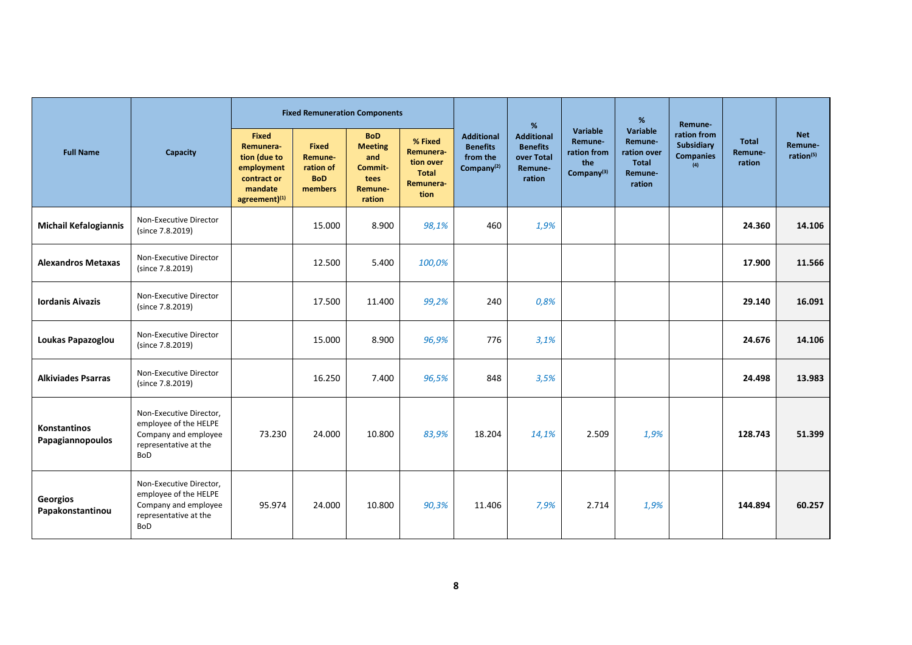| Full Name | Capacity | Fixed Remuneration Components | | | | Additional Benefits from the Company[2] | % Additional Benefits over Total Remuneration | Variable Remuneration from the Company[3] | % Variable Remuneration over Total Remuneration | Remuneration from Subsidiary Companies [4] | Total Remuneration | Net Remuneration[5] |
|---|---|---|---|---|---|---|---|---|---|---|---|---|
| | | Fixed Remuneration (due to employment contract or mandate agreement)[1] | Fixed Remuneration of BoD members | BoD Meeting and Committees Remuneration | % Fixed Remuneration over Total Remuneration | | | | | | | |
| **Michail Kefalogiannis** | Non-Executive Director (since 7.8.2019) | | 15.000 | 8.900 | *98,1%* | 460 | *1,9%* | | | | **24.360** | **14.106** |
| **Alexandros Metaxas** | Non-Executive Director (since 7.8.2019) | | 12.500 | 5.400 | *100,0%* | | | | | | **17.900** | **11.566** |
| **Iordanis Aivazis** | Non-Executive Director (since 7.8.2019) | | 17.500 | 11.400 | *99,2%* | 240 | *0,8%* | | | | **29.140** | **16.091** |
| **Loukas Papazoglou** | Non-Executive Director (since 7.8.2019) | | 15.000 | 8.900 | *96,9%* | 776 | *3,1%* | | | | **24.676** | **14.106** |
| **Alkiviades Psarras** | Non-Executive Director (since 7.8.2019) | | 16.250 | 7.400 | *96,5%* | 848 | *3,5%* | | | | **24.498** | **13.983** |
| **Konstantinos Papagiannopoulos** | Non-Executive Director, employee of the HELPE Company and employee representative at the BoD | 73.230 | 24.000 | 10.800 | *83,9%* | 18.204 | *14,1%* | 2.509 | *1,9%* | | **128.743** | **51.399** |
| **Georgios Papakonstantinou** | Non-Executive Director, employee of the HELPE Company and employee representative at the BoD | 95.974 | 24.000 | 10.800 | *90,3%* | 11.406 | *7,9%* | 2.714 | *1,9%* | | **144.894** | **60.257** |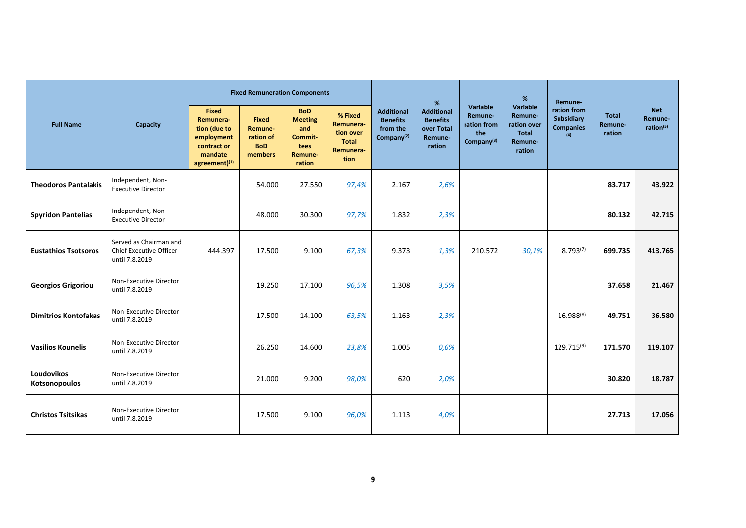| Full Name | Capacity | Fixed Remuneration Components | | | | Additional Benefits from the Company[2] | % Additional Benefits over Total Remuneration | Variable Remuneration from the Company[3] | % Variable Remuneration over Total Remuneration | Remuneration from Subsidiary Companies [4] | Total Remuneration | Net Remuneration[5] |
|---|---|---|---|---|---|---|---|---|---|---|---|---|
| | | Fixed Remuneration (due to employment contract or mandate agreement)[1] | Fixed Remuneration of BoD members | BoD Meeting and Committees Remuneration | % Fixed Remuneration over Total Remuneration | | | | | | | |
| **Theodoros Pantalakis** | Independent, Non-Executive Director | | 54.000 | 27.550 | *97,4%* | 2.167 | *2,6%* | | | | **83.717** | **43.922** |
| **Spyridon Pantelias** | Independent, Non-Executive Director | | 48.000 | 30.300 | *97,7%* | 1.832 | *2,3%* | | | | **80.132** | **42.715** |
| **Eustathios Tsotsoros** | Served as Chairman and Chief Executive Officer until 7.8.2019 | 444.397 | 17.500 | 9.100 | *67,3%* | 9.373 | *1,3%* | 210.572 | *30,1%* | 8.793[7] | **699.735** | **413.765** |
| **Georgios Grigoriou** | Non-Executive Director until 7.8.2019 | | 19.250 | 17.100 | *96,5%* | 1.308 | *3,5%* | | | | **37.658** | **21.467** |
| **Dimitrios Kontofakas** | Non-Executive Director until 7.8.2019 | | 17.500 | 14.100 | *63,5%* | 1.163 | *2,3%* | | | 16.988[8] | **49.751** | **36.580** |
| **Vasilios Kounelis** | Non-Executive Director until 7.8.2019 | | 26.250 | 14.600 | *23,8%* | 1.005 | *0,6%* | | | 129.715[9] | **171.570** | **119.107** |
| **Loudovikos Kotsonopoulos** | Non-Executive Director until 7.8.2019 | | 21.000 | 9.200 | *98,0%* | 620 | *2,0%* | | | | **30.820** | **18.787** |
| **Christos Tsitsikas** | Non-Executive Director until 7.8.2019 | | 17.500 | 9.100 | *96,0%* | 1.113 | *4,0%* | | | | **27.713** | **17.056** |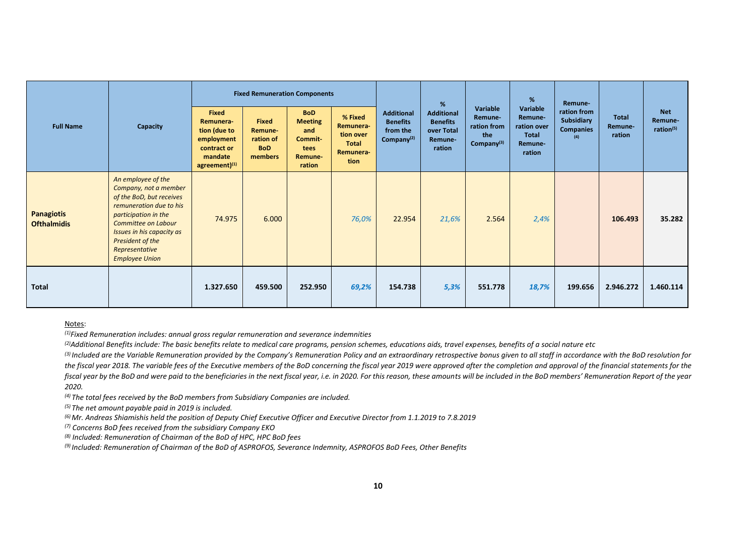| Full Name | Capacity | Fixed Remuneration Components | | | | Additional Benefits from the Company[(2)] | % Additional Benefits over Total Remuneration | Variable Remuneration from the Company[(3)] | % Variable Remuneration over Total Remuneration | Remuneration from Subsidiary Companies [(4)] | Total Remuneration | Net Remuneration[(5)] |
|---|---|---|---|---|---|---|---|---|---|---|---|---|
| | | Fixed Remuneration (due to employment contract or mandate agreement)[(1)] | Fixed Remuneration of BoD members | BoD Meeting and Committees Remuneration | % Fixed Remuneration over Total Remuneration | | | | | | | |
| **Panagiotis Ofthalmidis** | *An employee of the Company, not a member of the BoD, but receives remuneration due to his participation in the Committee on Labour Issues in his capacity as President of the Representative Employee Union* | 74.975 | 6.000 | | *76,0%* | 22.954 | *21,6%* | 2.564 | *2,4%* | | **106.493** | **35.282** |
| **Total** | | **1.327.650** | **459.500** | **252.950** | ***69,2%*** | **154.738** | ***5,3%*** | **551.778** | ***18,7%*** | **199.656** | **2.946.272** | **1.460.114** |

Notes:

*[(1)]Fixed Remuneration includes: annual gross regular remuneration and severance indemnities*

*[(2)]Additional Benefits include: The basic benefits relate to medical care programs, pension schemes, educations aids, travel expenses, benefits of a social nature etc*

*[(3)] Included are the Variable Remuneration provided by the Company's Remuneration Policy and an extraordinary retrospective bonus given to all staff in accordance with the BoD resolution for the fiscal year 2018. The variable fees of the Executive members of the BoD concerning the fiscal year 2019 were approved after the completion and approval of the financial statements for the fiscal year by the BoD and were paid to the beneficiaries in the next fiscal year, i.e. in 2020. For this reason, these amounts will be included in the BoD members' Remuneration Report of the year 2020.*

*[(4)] The total fees received by the BoD members from Subsidiary Companies are included.*

*[(5)] The net amount payable paid in 2019 is included.*

*[(6)] Mr. Andreas Shiamishis held the position of Deputy Chief Executive Officer and Executive Director from 1.1.2019 to 7.8.2019*

*[(7)] Concerns BoD fees received from the subsidiary Company EKO*

*[(8)] Included: Remuneration of Chairman of the BoD of HPC, HPC BoD fees*

*[(9)] Included: Remuneration of Chairman of the BoD of ASPROFOS, Severance Indemnity, ASPROFOS BoD Fees, Other Benefits*